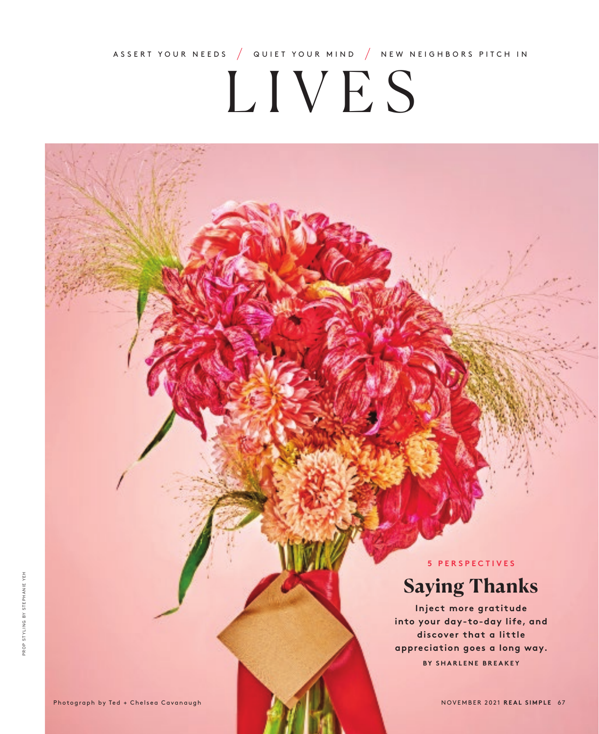ASSERT YOUR NEEDS / QUIET YOUR MIND / NEW NEIGHBORS PITCH IN

# LIVES

**5 PERSPECTIVES**

## Saying Thanks

**Inject more gratitude into your day-to-day life, and discover that a little appreciation goes a long way.**

BY SHARLENE BREAKEY

Photograph by Ted + Chelsea Cavanaugh

PROP STYLING BY STEPHANIE YEH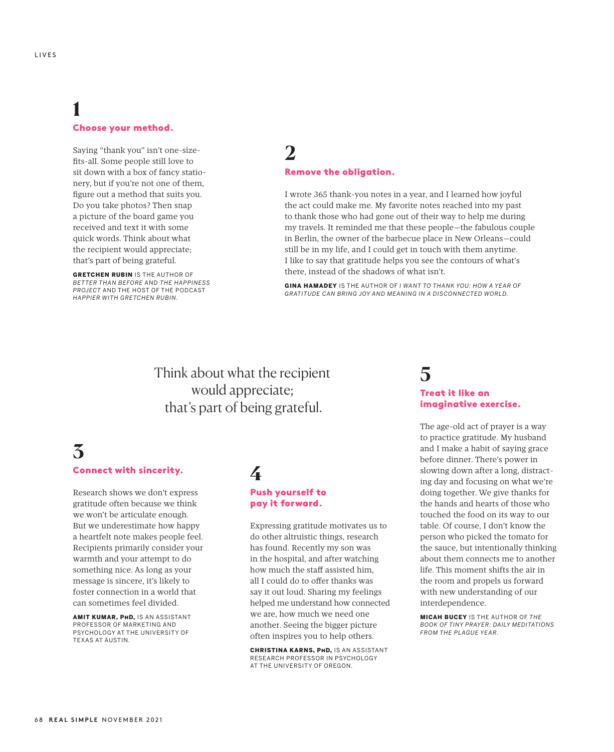## 1

### Choose your method.

Saying "thank you" isn't one-size-fits-all. Some people still love to sit down with a box of fancy stationery, but if you're not one of them, figure out a method that suits you. Do you take photos? Then snap a picture of the board game you received and text it with some quick words. Think about what the recipient would appreciate; that's part of being grateful.

**GRETCHEN RUBIN** IS THE AUTHOR OF *BETTER THAN BEFORE* AND *THE HAPPINESS PROJECT* AND THE HOST OF THE PODCAST *HAPPIER WITH GRETCHEN RUBIN*.

## 2

### Remove the obligation.

I wrote 365 thank-you notes in a year, and I learned how joyful the act could make me. My favorite notes reached into my past to thank those who had gone out of their way to help me during my travels. It reminded me that these people—the fabulous couple in Berlin, the owner of the barbecue place in New Orleans—could still be in my life, and I could get in touch with them anytime. I like to say that gratitude helps you see the contours of what's there, instead of the shadows of what isn't.

**GINA HAMADEY** IS THE AUTHOR OF *I WANT TO THANK YOU: HOW A YEAR OF GRATITUDE CAN BRING JOY AND MEANING IN A DISCONNECTED WORLD.*

> Think about what the recipient would appreciate; that's part of being grateful.

## 3

### Connect with sincerity.

Research shows we don't express gratitude often because we think we won't be articulate enough. But we underestimate how happy a heartfelt note makes people feel. Recipients primarily consider your warmth and your attempt to do something nice. As long as your message is sincere, it's likely to foster connection in a world that can sometimes feel divided.

**AMIT KUMAR, PhD,** IS AN ASSISTANT PROFESSOR OF MARKETING AND PSYCHOLOGY AT THE UNIVERSITY OF TEXAS AT AUSTIN.

## 4

### Push yourself to pay it forward.

Expressing gratitude motivates us to do other altruistic things, research has found. Recently my son was in the hospital, and after watching how much the staff assisted him, all I could do to offer thanks was say it out loud. Sharing my feelings helped me understand how connected we are, how much we need one another. Seeing the bigger picture often inspires you to help others.

**CHRISTINA KARNS, PhD,** IS AN ASSISTANT RESEARCH PROFESSOR IN PSYCHOLOGY AT THE UNIVERSITY OF OREGON.

## 5

### Treat it like an imaginative exercise.

The age-old act of prayer is a way to practice gratitude. My husband and I make a habit of saying grace before dinner. There's power in slowing down after a long, distracting day and focusing on what we're doing together. We give thanks for the hands and hearts of those who touched the food on its way to our table. Of course, I don't know the person who picked the tomato for the sauce, but intentionally thinking about them connects me to another life. This moment shifts the air in the room and propels us forward with new understanding of our interdependence.

**MICAH BUCEY** IS THE AUTHOR OF *THE BOOK OF TINY PRAYER: DAILY MEDITATIONS FROM THE PLAGUE YEAR.*